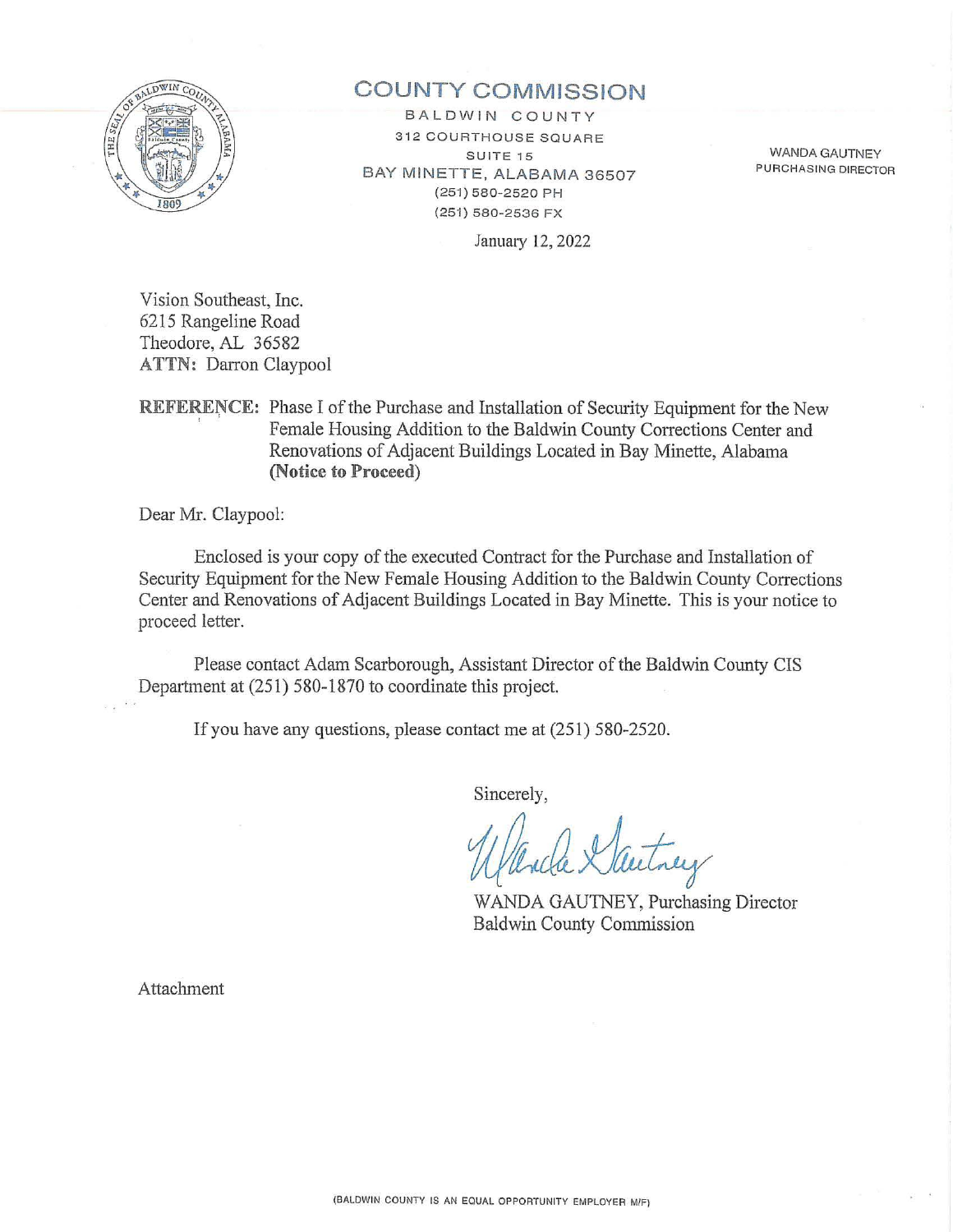# COUNTY COMMISSION

BALDWIN COUNTY
312 COURTHOUSE SQUARE
SUITE 15
BAY MINETTE, ALABAMA 36507
(251) 580-2520 PH
(251) 580-2536 FX

WANDA GAUTNEY
PURCHASING DIRECTOR

January 12, 2022

Vision Southeast, Inc.
6215 Rangeline Road
Theodore, AL 36582
**ATTN:** Darron Claypool

**REFERENCE:** Phase I of the Purchase and Installation of Security Equipment for the New Female Housing Addition to the Baldwin County Corrections Center and Renovations of Adjacent Buildings Located in Bay Minette, Alabama **(Notice to Proceed)**

Dear Mr. Claypool:

Enclosed is your copy of the executed Contract for the Purchase and Installation of Security Equipment for the New Female Housing Addition to the Baldwin County Corrections Center and Renovations of Adjacent Buildings Located in Bay Minette. This is your notice to proceed letter.

Please contact Adam Scarborough, Assistant Director of the Baldwin County CIS Department at (251) 580-1870 to coordinate this project.

If you have any questions, please contact me at (251) 580-2520.

Sincerely,

WANDA GAUTNEY, Purchasing Director
Baldwin County Commission

Attachment

(BALDWIN COUNTY IS AN EQUAL OPPORTUNITY EMPLOYER M/F)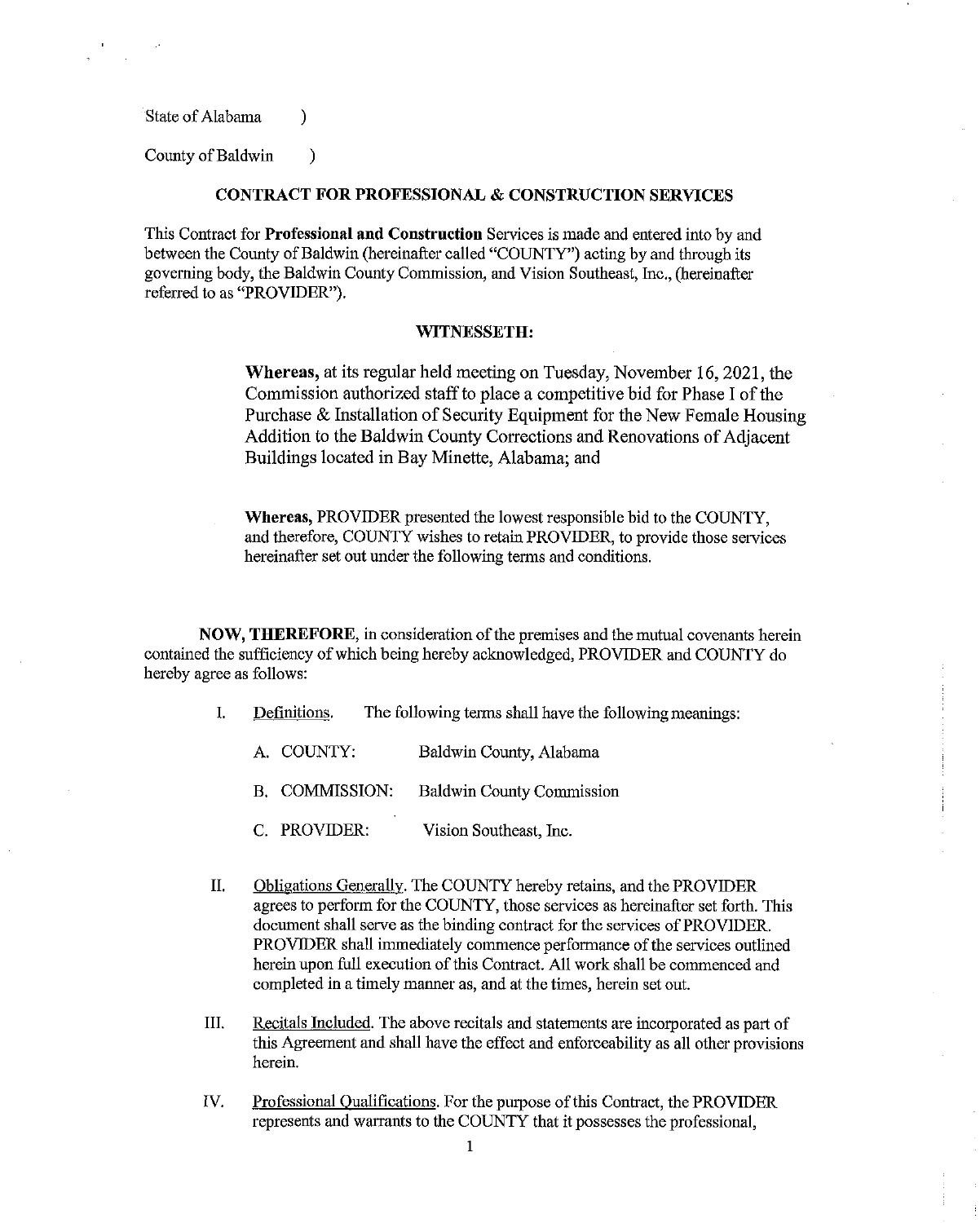State of Alabama )

County of Baldwin )

**CONTRACT FOR PROFESSIONAL & CONSTRUCTION SERVICES**

This Contract for **Professional and Construction** Services is made and entered into by and between the County of Baldwin (hereinafter called "COUNTY") acting by and through its governing body, the Baldwin County Commission, and Vision Southeast, Inc., (hereinafter referred to as "PROVIDER").

**WITNESSETH:**

> **Whereas,** at its regular held meeting on Tuesday, November 16, 2021, the Commission authorized staff to place a competitive bid for Phase I of the Purchase & Installation of Security Equipment for the New Female Housing Addition to the Baldwin County Corrections and Renovations of Adjacent Buildings located in Bay Minette, Alabama; and
>
> **Whereas,** PROVIDER presented the lowest responsible bid to the COUNTY, and therefore, COUNTY wishes to retain PROVIDER, to provide those services hereinafter set out under the following terms and conditions.

**NOW, THEREFORE,** in consideration of the premises and the mutual covenants herein contained the sufficiency of which being hereby acknowledged, PROVIDER and COUNTY do hereby agree as follows:

I. Definitions. The following terms shall have the following meanings:

   A. COUNTY: Baldwin County, Alabama

   B. COMMISSION: Baldwin County Commission

   C. PROVIDER: Vision Southeast, Inc.

II. Obligations Generally. The COUNTY hereby retains, and the PROVIDER agrees to perform for the COUNTY, those services as hereinafter set forth. This document shall serve as the binding contract for the services of PROVIDER. PROVIDER shall immediately commence performance of the services outlined herein upon full execution of this Contract. All work shall be commenced and completed in a timely manner as, and at the times, herein set out.

III. Recitals Included. The above recitals and statements are incorporated as part of this Agreement and shall have the effect and enforceability as all other provisions herein.

IV. Professional Qualifications. For the purpose of this Contract, the PROVIDER represents and warrants to the COUNTY that it possesses the professional,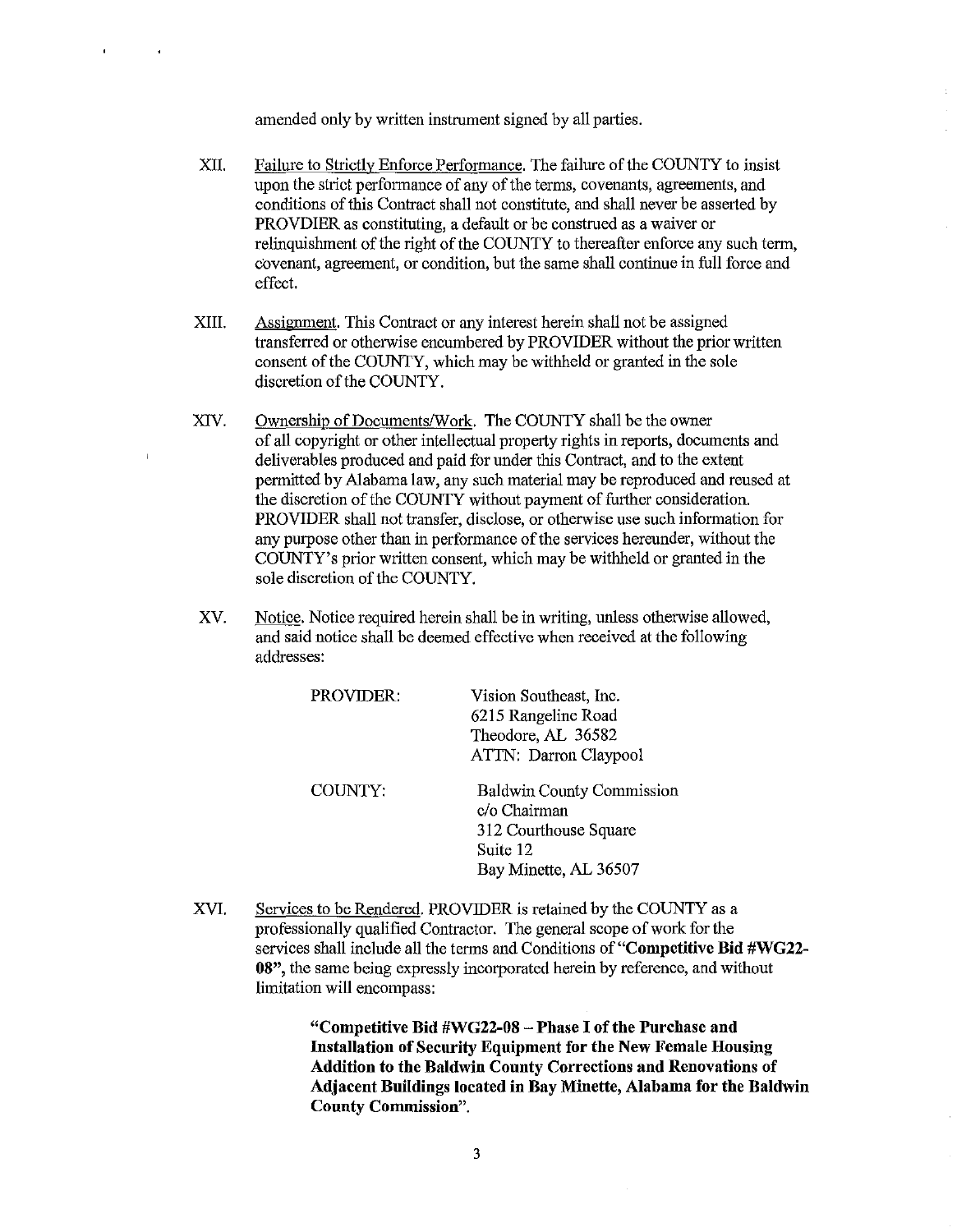amended only by written instrument signed by all parties.

XII. Failure to Strictly Enforce Performance. The failure of the COUNTY to insist upon the strict performance of any of the terms, covenants, agreements, and conditions of this Contract shall not constitute, and shall never be asserted by PROVDIER as constituting, a default or be construed as a waiver or relinquishment of the right of the COUNTY to thereafter enforce any such term, covenant, agreement, or condition, but the same shall continue in full force and effect.

XIII. Assignment. This Contract or any interest herein shall not be assigned transferred or otherwise encumbered by PROVIDER without the prior written consent of the COUNTY, which may be withheld or granted in the sole discretion of the COUNTY.

XIV. Ownership of Documents/Work. The COUNTY shall be the owner of all copyright or other intellectual property rights in reports, documents and deliverables produced and paid for under this Contract, and to the extent permitted by Alabama law, any such material may be reproduced and reused at the discretion of the COUNTY without payment of further consideration. PROVIDER shall not transfer, disclose, or otherwise use such information for any purpose other than in performance of the services hereunder, without the COUNTY's prior written consent, which may be withheld or granted in the sole discretion of the COUNTY.

XV. Notice. Notice required herein shall be in writing, unless otherwise allowed, and said notice shall be deemed effective when received at the following addresses:

PROVIDER:
Vision Southeast, Inc.
6215 Rangeline Road
Theodore, AL 36582
ATTN: Darron Claypool

COUNTY:
Baldwin County Commission
c/o Chairman
312 Courthouse Square
Suite 12
Bay Minette, AL 36507

XVI. Services to be Rendered. PROVIDER is retained by the COUNTY as a professionally qualified Contractor. The general scope of work for the services shall include all the terms and Conditions of **"Competitive Bid #WG22-08"**, the same being expressly incorporated herein by reference, and without limitation will encompass:

> **"Competitive Bid #WG22-08 – Phase I of the Purchase and Installation of Security Equipment for the New Female Housing Addition to the Baldwin County Corrections and Renovations of Adjacent Buildings located in Bay Minette, Alabama for the Baldwin County Commission".**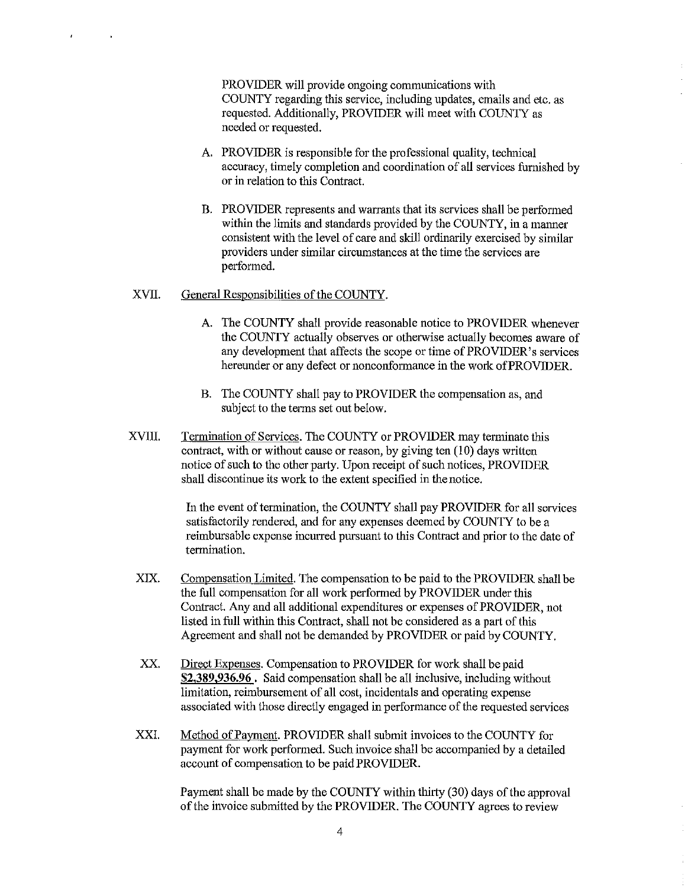PROVIDER will provide ongoing communications with COUNTY regarding this service, including updates, emails and etc. as requested. Additionally, PROVIDER will meet with COUNTY as needed or requested.

A. PROVIDER is responsible for the professional quality, technical accuracy, timely completion and coordination of all services furnished by or in relation to this Contract.

B. PROVIDER represents and warrants that its services shall be performed within the limits and standards provided by the COUNTY, in a manner consistent with the level of care and skill ordinarily exercised by similar providers under similar circumstances at the time the services are performed.

XVII. General Responsibilities of the COUNTY.

A. The COUNTY shall provide reasonable notice to PROVIDER whenever the COUNTY actually observes or otherwise actually becomes aware of any development that affects the scope or time of PROVIDER's services hereunder or any defect or nonconformance in the work of PROVIDER.

B. The COUNTY shall pay to PROVIDER the compensation as, and subject to the terms set out below.

XVIII. Termination of Services. The COUNTY or PROVIDER may terminate this contract, with or without cause or reason, by giving ten (10) days written notice of such to the other party. Upon receipt of such notices, PROVIDER shall discontinue its work to the extent specified in the notice.

In the event of termination, the COUNTY shall pay PROVIDER for all services satisfactorily rendered, and for any expenses deemed by COUNTY to be a reimbursable expense incurred pursuant to this Contract and prior to the date of termination.

XIX. Compensation Limited. The compensation to be paid to the PROVIDER shall be the full compensation for all work performed by PROVIDER under this Contract. Any and all additional expenditures or expenses of PROVIDER, not listed in full within this Contract, shall not be considered as a part of this Agreement and shall not be demanded by PROVIDER or paid by COUNTY.

XX. Direct Expenses. Compensation to PROVIDER for work shall be paid **$2,389,936.96** . Said compensation shall be all inclusive, including without limitation, reimbursement of all cost, incidentals and operating expense associated with those directly engaged in performance of the requested services

XXI. Method of Payment. PROVIDER shall submit invoices to the COUNTY for payment for work performed. Such invoice shall be accompanied by a detailed account of compensation to be paid PROVIDER.

Payment shall be made by the COUNTY within thirty (30) days of the approval of the invoice submitted by the PROVIDER. The COUNTY agrees to review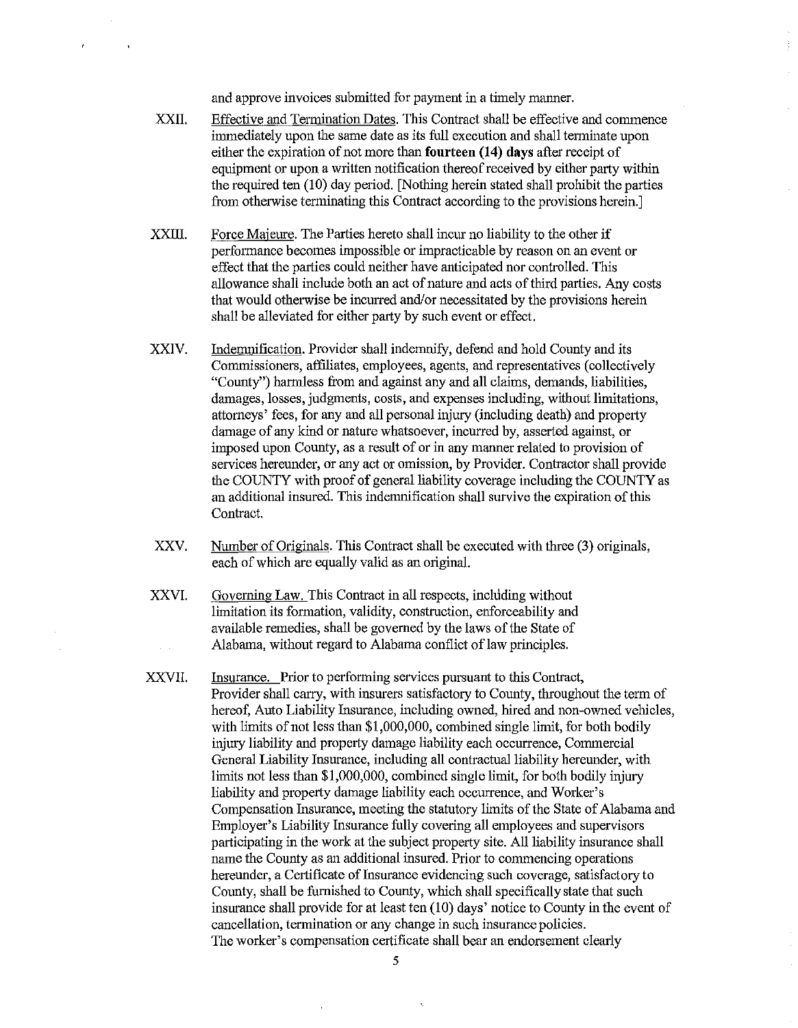and approve invoices submitted for payment in a timely manner.

XXII. Effective and Termination Dates. This Contract shall be effective and commence immediately upon the same date as its full execution and shall terminate upon either the expiration of not more than **fourteen (14) days** after receipt of equipment or upon a written notification thereof received by either party within the required ten (10) day period. [Nothing herein stated shall prohibit the parties from otherwise terminating this Contract according to the provisions herein.]

XXIII. Force Majeure. The Parties hereto shall incur no liability to the other if performance becomes impossible or impracticable by reason on an event or effect that the parties could neither have anticipated nor controlled. This allowance shall include both an act of nature and acts of third parties. Any costs that would otherwise be incurred and/or necessitated by the provisions herein shall be alleviated for either party by such event or effect.

XXIV. Indemnification. Provider shall indemnify, defend and hold County and its Commissioners, affiliates, employees, agents, and representatives (collectively "County") harmless from and against any and all claims, demands, liabilities, damages, losses, judgments, costs, and expenses including, without limitations, attorneys' fees, for any and all personal injury (including death) and property damage of any kind or nature whatsoever, incurred by, asserted against, or imposed upon County, as a result of or in any manner related to provision of services hereunder, or any act or omission, by Provider. Contractor shall provide the COUNTY with proof of general liability coverage including the COUNTY as an additional insured. This indemnification shall survive the expiration of this Contract.

XXV. Number of Originals. This Contract shall be executed with three (3) originals, each of which are equally valid as an original.

XXVI. Governing Law. This Contract in all respects, including without limitation its formation, validity, construction, enforceability and available remedies, shall be governed by the laws of the State of Alabama, without regard to Alabama conflict of law principles.

XXVII. Insurance. Prior to performing services pursuant to this Contract, Provider shall carry, with insurers satisfactory to County, throughout the term of hereof, Auto Liability Insurance, including owned, hired and non-owned vehicles, with limits of not less than $1,000,000, combined single limit, for both bodily injury liability and property damage liability each occurrence, Commercial General Liability Insurance, including all contractual liability hereunder, with limits not less than $1,000,000, combined single limit, for both bodily injury liability and property damage liability each occurrence, and Worker's Compensation Insurance, meeting the statutory limits of the State of Alabama and Employer's Liability Insurance fully covering all employees and supervisors participating in the work at the subject property site. All liability insurance shall name the County as an additional insured. Prior to commencing operations hereunder, a Certificate of Insurance evidencing such coverage, satisfactory to County, shall be furnished to County, which shall specifically state that such insurance shall provide for at least ten (10) days' notice to County in the event of cancellation, termination or any change in such insurance policies.
The worker's compensation certificate shall bear an endorsement clearly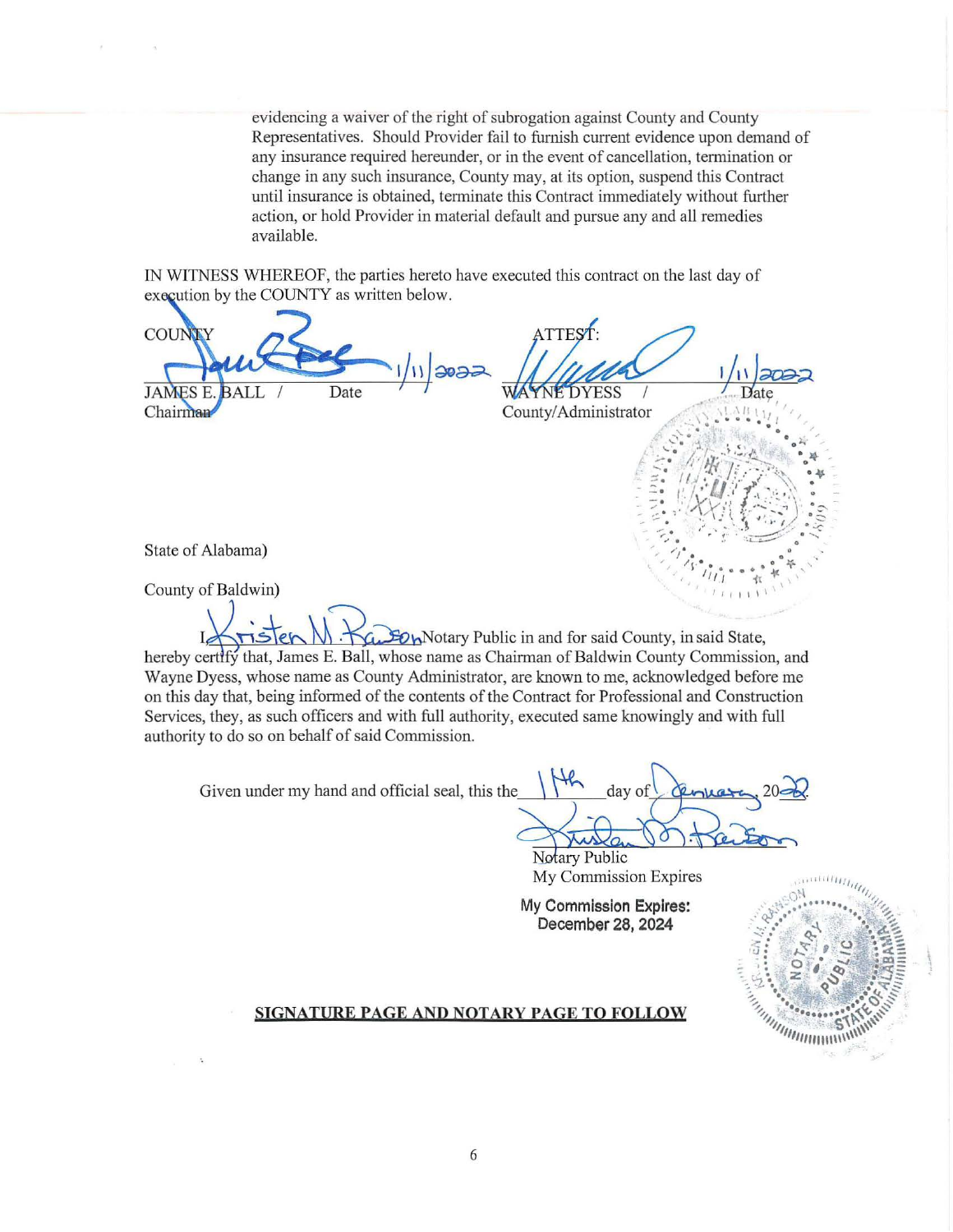evidencing a waiver of the right of subrogation against County and County Representatives. Should Provider fail to furnish current evidence upon demand of any insurance required hereunder, or in the event of cancellation, termination or change in any such insurance, County may, at its option, suspend this Contract until insurance is obtained, terminate this Contract immediately without further action, or hold Provider in material default and pursue any and all remedies available.

IN WITNESS WHEREOF, the parties hereto have executed this contract on the last day of execution by the COUNTY as written below.

| COUNTY | | ATTEST: | |
|---|---|---|---|
| JAMES E. BALL / Chairman | Date 1/11/2022 | WAYNE DYESS / County/Administrator | Date 1/11/2022 |

State of Alabama)

County of Baldwin)

I, Kristen M. Ranson Notary Public in and for said County, in said State, hereby certify that, James E. Ball, whose name as Chairman of Baldwin County Commission, and Wayne Dyess, whose name as County Administrator, are known to me, acknowledged before me on this day that, being informed of the contents of the Contract for Professional and Construction Services, they, as such officers and with full authority, executed same knowingly and with full authority to do so on behalf of said Commission.

Given under my hand and official seal, this the 11th day of January, 2022.

Notary Public
My Commission Expires

**My Commission Expires: December 28, 2024**

**SIGNATURE PAGE AND NOTARY PAGE TO FOLLOW**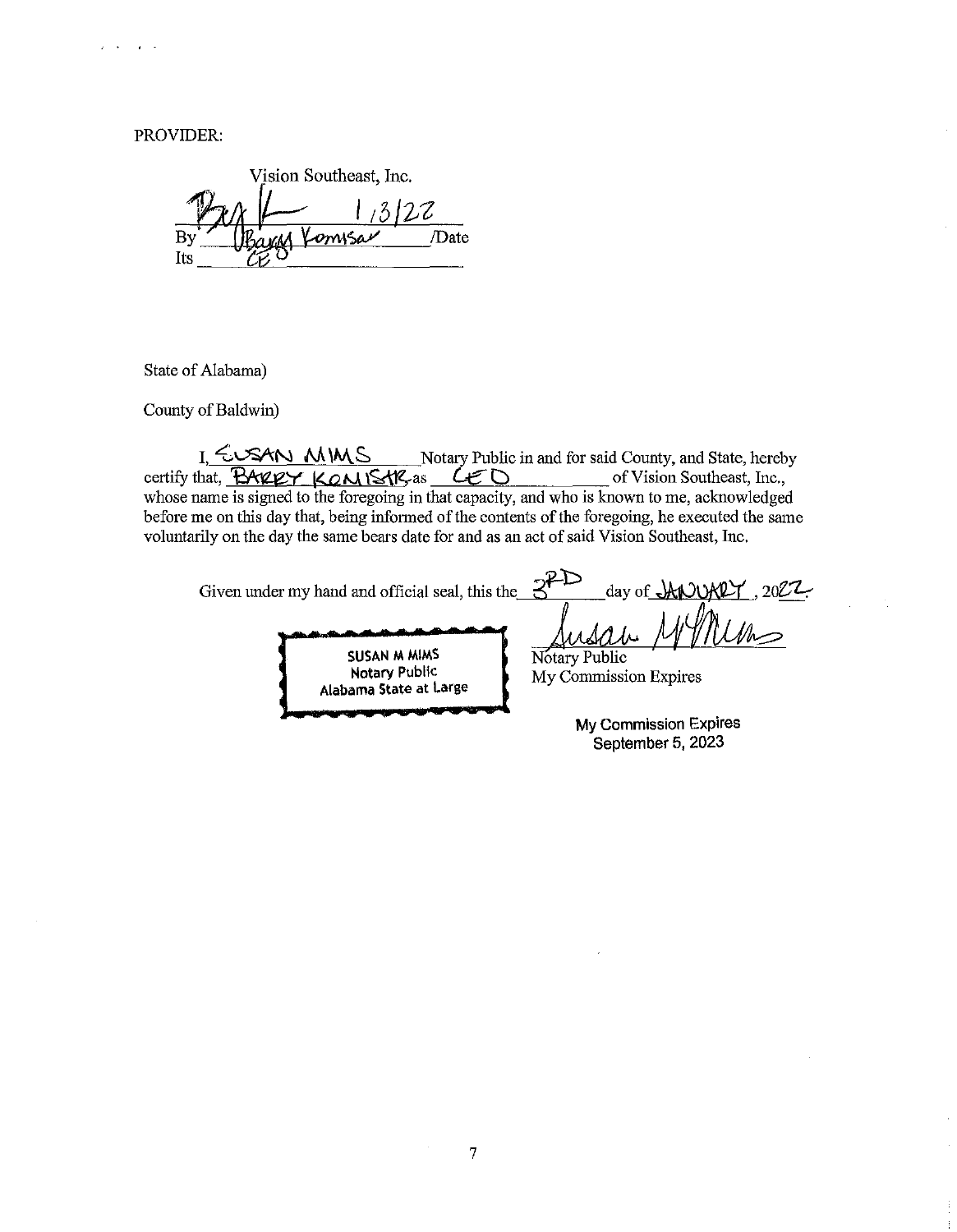PROVIDER:

Vision Southeast, Inc.

By Barry Komisar 1/3/22 /Date
Its CEO

State of Alabama)

County of Baldwin)

I, SUSAN MIMS Notary Public in and for said County, and State, hereby certify that, BARRY KOMISAR as CEO of Vision Southeast, Inc., whose name is signed to the foregoing in that capacity, and who is known to me, acknowledged before me on this day that, being informed of the contents of the foregoing, he executed the same voluntarily on the day the same bears date for and as an act of said Vision Southeast, Inc.

Given under my hand and official seal, this the 3RD day of JANUARY, 2022.

SUSAN M MIMS
Notary Public
Alabama State at Large

Susan M Mims
Notary Public
My Commission Expires

My Commission Expires
September 5, 2023